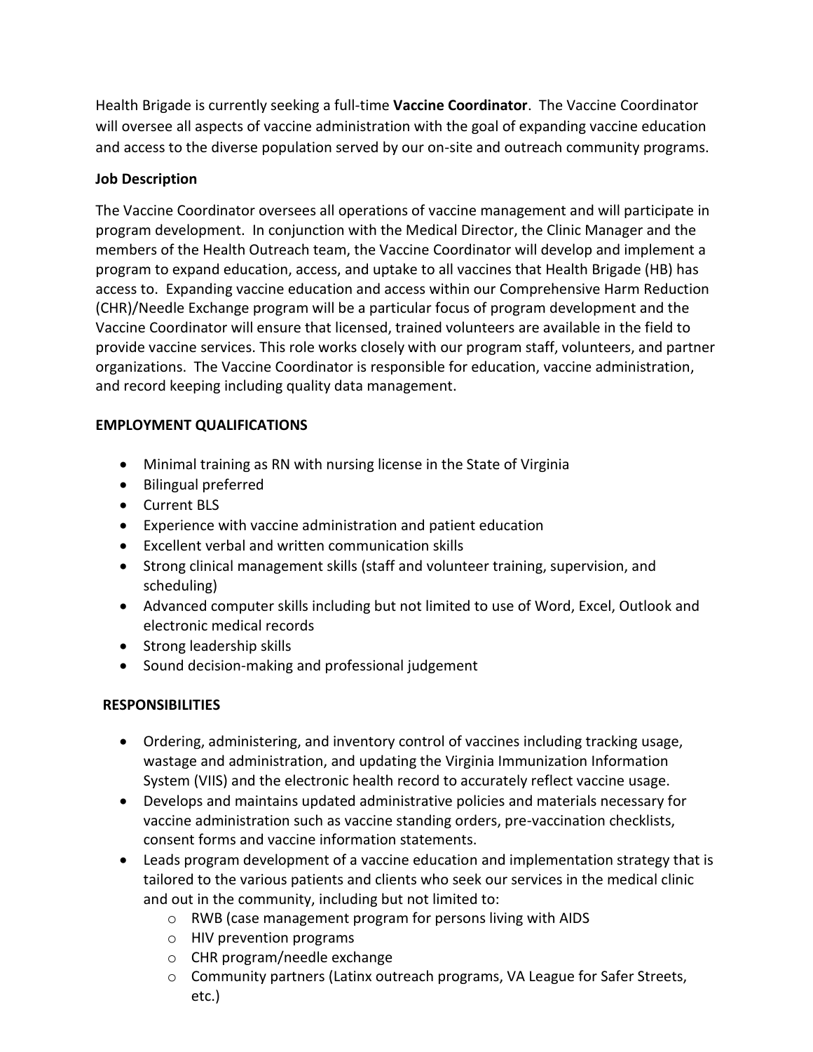Health Brigade is currently seeking a full-time **Vaccine Coordinator**. The Vaccine Coordinator will oversee all aspects of vaccine administration with the goal of expanding vaccine education and access to the diverse population served by our on-site and outreach community programs.

**Job Description**

The Vaccine Coordinator oversees all operations of vaccine management and will participate in program development. In conjunction with the Medical Director, the Clinic Manager and the members of the Health Outreach team, the Vaccine Coordinator will develop and implement a program to expand education, access, and uptake to all vaccines that Health Brigade (HB) has access to. Expanding vaccine education and access within our Comprehensive Harm Reduction (CHR)/Needle Exchange program will be a particular focus of program development and the Vaccine Coordinator will ensure that licensed, trained volunteers are available in the field to provide vaccine services. This role works closely with our program staff, volunteers, and partner organizations. The Vaccine Coordinator is responsible for education, vaccine administration, and record keeping including quality data management.

**EMPLOYMENT QUALIFICATIONS**

- Minimal training as RN with nursing license in the State of Virginia
- Bilingual preferred
- Current BLS
- Experience with vaccine administration and patient education
- Excellent verbal and written communication skills
- Strong clinical management skills (staff and volunteer training, supervision, and scheduling)
- Advanced computer skills including but not limited to use of Word, Excel, Outlook and electronic medical records
- Strong leadership skills
- Sound decision-making and professional judgement

**RESPONSIBILITIES**

- Ordering, administering, and inventory control of vaccines including tracking usage, wastage and administration, and updating the Virginia Immunization Information System (VIIS) and the electronic health record to accurately reflect vaccine usage.
- Develops and maintains updated administrative policies and materials necessary for vaccine administration such as vaccine standing orders, pre-vaccination checklists, consent forms and vaccine information statements.
- Leads program development of a vaccine education and implementation strategy that is tailored to the various patients and clients who seek our services in the medical clinic and out in the community, including but not limited to:
    - RWB (case management program for persons living with AIDS
    - HIV prevention programs
    - CHR program/needle exchange
    - Community partners (Latinx outreach programs, VA League for Safer Streets, etc.)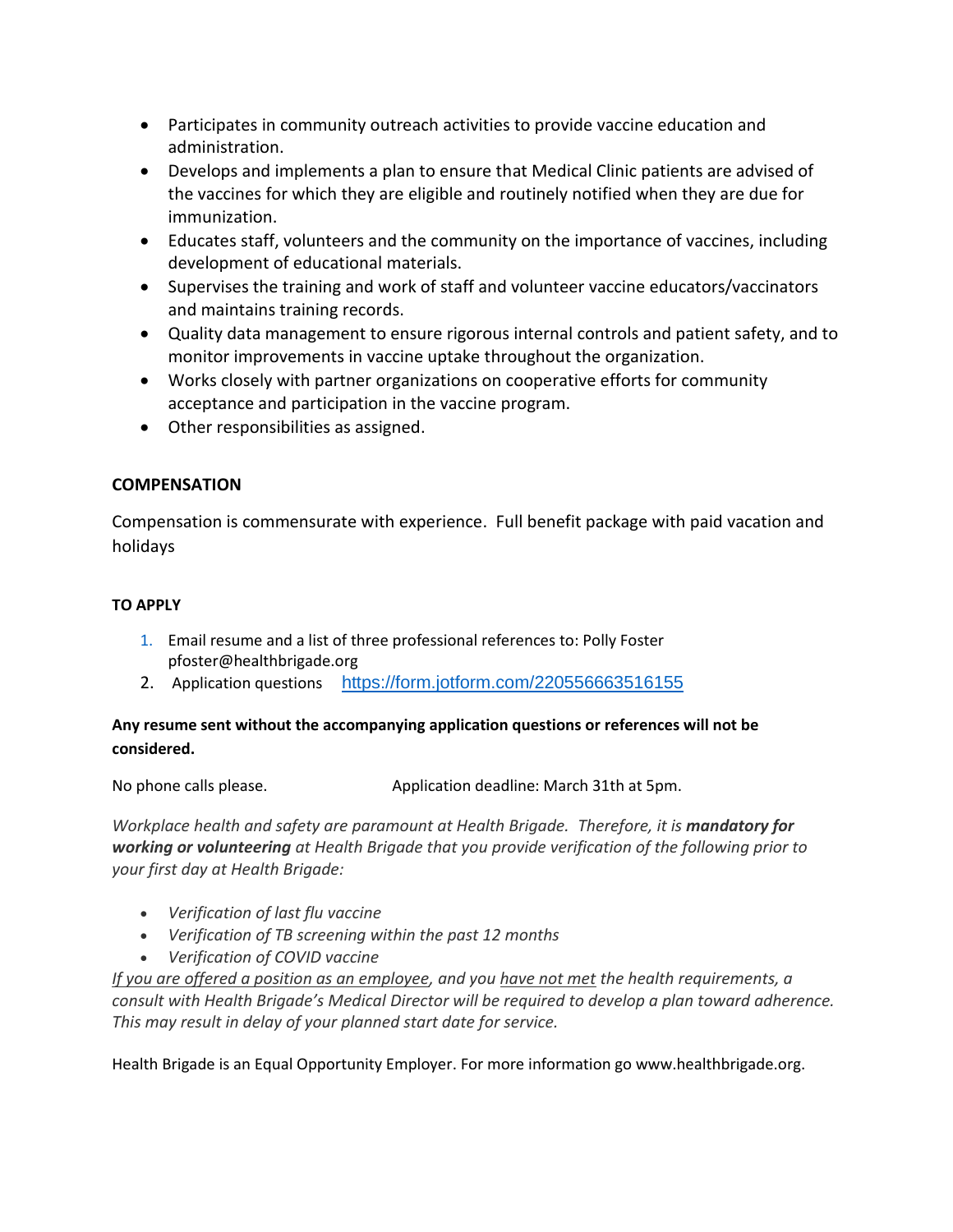- Participates in community outreach activities to provide vaccine education and administration.
- Develops and implements a plan to ensure that Medical Clinic patients are advised of the vaccines for which they are eligible and routinely notified when they are due for immunization.
- Educates staff, volunteers and the community on the importance of vaccines, including development of educational materials.
- Supervises the training and work of staff and volunteer vaccine educators/vaccinators and maintains training records.
- Quality data management to ensure rigorous internal controls and patient safety, and to monitor improvements in vaccine uptake throughout the organization.
- Works closely with partner organizations on cooperative efforts for community acceptance and participation in the vaccine program.
- Other responsibilities as assigned.

**COMPENSATION**

Compensation is commensurate with experience. Full benefit package with paid vacation and holidays

**TO APPLY**

1. Email resume and a list of three professional references to: Polly Foster pfoster@healthbrigade.org
2. Application questions https://form.jotform.com/220556663516155

**Any resume sent without the accompanying application questions or references will not be considered.**

No phone calls please. Application deadline: March 31th at 5pm.

*Workplace health and safety are paramount at Health Brigade. Therefore, it is **mandatory for working or volunteering** at Health Brigade that you provide verification of the following prior to your first day at Health Brigade:*

- *Verification of last flu vaccine*
- *Verification of TB screening within the past 12 months*
- *Verification of COVID vaccine*

*If you are offered a position as an employee, and you have not met the health requirements, a consult with Health Brigade's Medical Director will be required to develop a plan toward adherence. This may result in delay of your planned start date for service.*

Health Brigade is an Equal Opportunity Employer. For more information go www.healthbrigade.org.